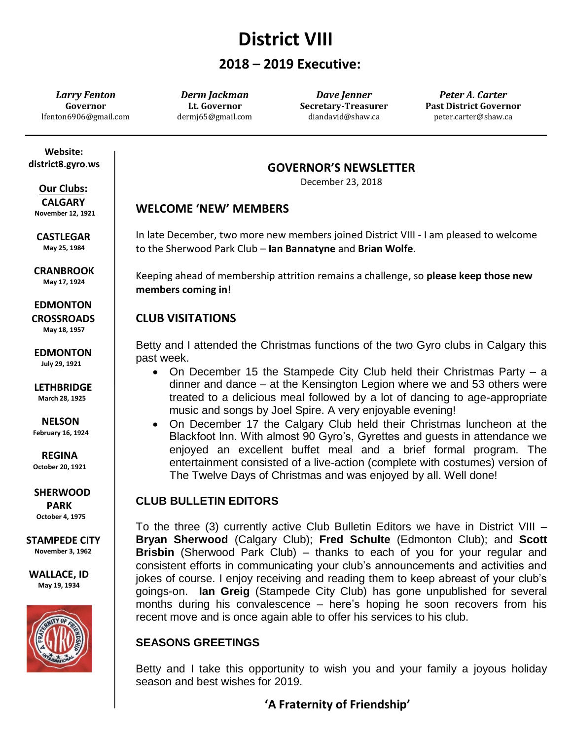# District VIII

## 2018 – 2019 Executive:

***Larry Fenton***
**Governor**
lfenton6906@gmail.com

***Derm Jackman***
**Lt. Governor**
dermj65@gmail.com

***Dave Jenner***
**Secretary-Treasurer**
diandavid@shaw.ca

***Peter A. Carter***
**Past District Governor**
peter.carter@shaw.ca

**Website:**
**district8.gyro.ws**

**Our Clubs:**

**CALGARY**
November 12, 1921

**CASTLEGAR**
May 25, 1984

**CRANBROOK**
May 17, 1924

**EDMONTON CROSSROADS**
May 18, 1957

**EDMONTON**
July 29, 1921

**LETHBRIDGE**
March 28, 1925

**NELSON**
February 16, 1924

**REGINA**
October 20, 1921

**SHERWOOD PARK**
October 4, 1975

**STAMPEDE CITY**
November 3, 1962

**WALLACE, ID**
May 19, 1934

## GOVERNOR'S NEWSLETTER

December 23, 2018

### WELCOME 'NEW' MEMBERS

In late December, two more new members joined District VIII - I am pleased to welcome to the Sherwood Park Club – **Ian Bannatyne** and **Brian Wolfe**.

Keeping ahead of membership attrition remains a challenge, so **please keep those new members coming in!**

### CLUB VISITATIONS

Betty and I attended the Christmas functions of the two Gyro clubs in Calgary this past week.

- On December 15 the Stampede City Club held their Christmas Party – a dinner and dance – at the Kensington Legion where we and 53 others were treated to a delicious meal followed by a lot of dancing to age-appropriate music and songs by Joel Spire. A very enjoyable evening!
- On December 17 the Calgary Club held their Christmas luncheon at the Blackfoot Inn. With almost 90 Gyro's, Gyrettes and guests in attendance we enjoyed an excellent buffet meal and a brief formal program. The entertainment consisted of a live-action (complete with costumes) version of The Twelve Days of Christmas and was enjoyed by all. Well done!

### CLUB BULLETIN EDITORS

To the three (3) currently active Club Bulletin Editors we have in District VIII – **Bryan Sherwood** (Calgary Club); **Fred Schulte** (Edmonton Club); and **Scott Brisbin** (Sherwood Park Club) – thanks to each of you for your regular and consistent efforts in communicating your club's announcements and activities and jokes of course. I enjoy receiving and reading them to keep abreast of your club's goings-on. **Ian Greig** (Stampede City Club) has gone unpublished for several months during his convalescence – here's hoping he soon recovers from his recent move and is once again able to offer his services to his club.

### SEASONS GREETINGS

Betty and I take this opportunity to wish you and your family a joyous holiday season and best wishes for 2019.

**'A Fraternity of Friendship'**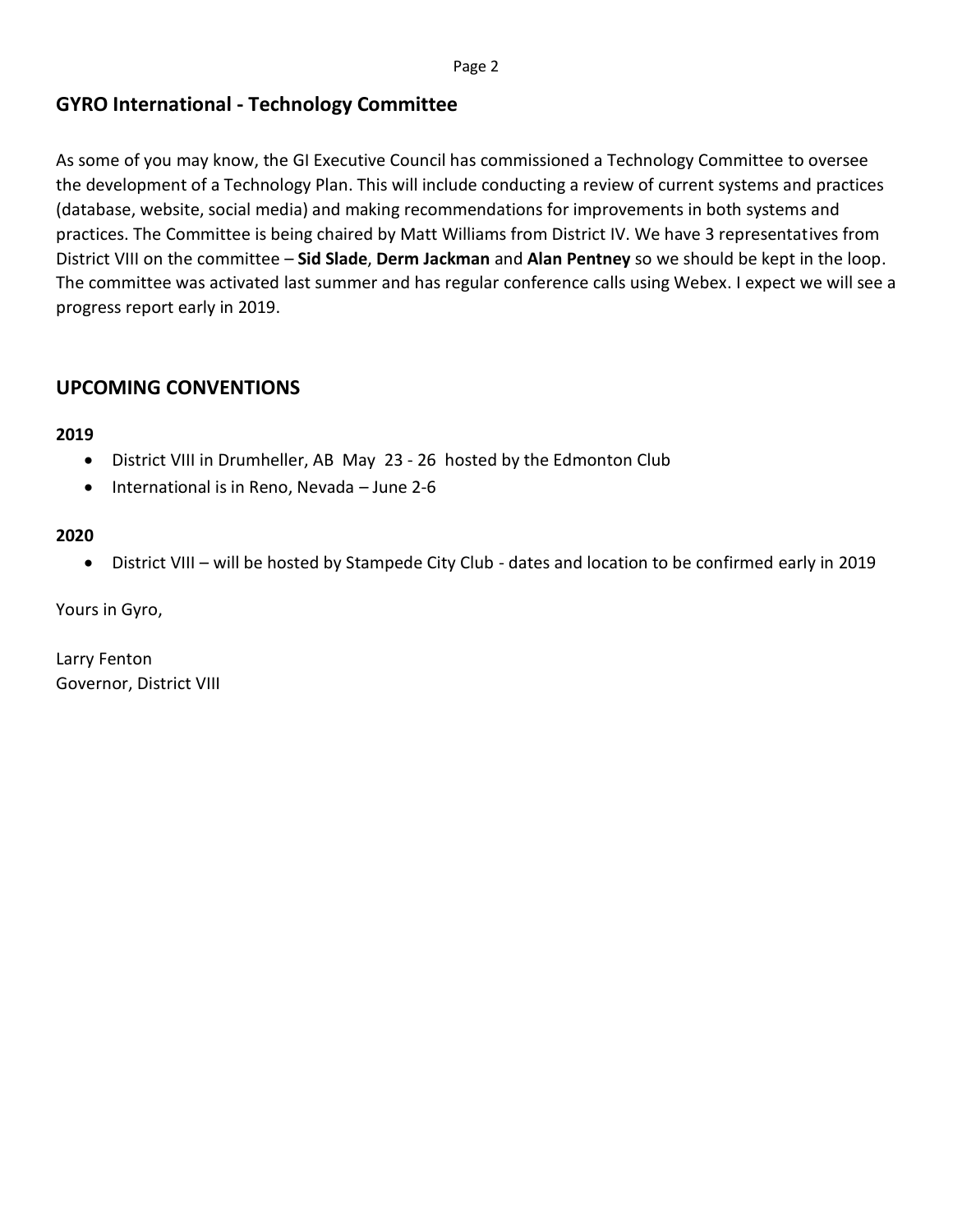## GYRO International - Technology Committee

As some of you may know, the GI Executive Council has commissioned a Technology Committee to oversee the development of a Technology Plan. This will include conducting a review of current systems and practices (database, website, social media) and making recommendations for improvements in both systems and practices. The Committee is being chaired by Matt Williams from District IV. We have 3 representatives from District VIII on the committee – **Sid Slade**, **Derm Jackman** and **Alan Pentney** so we should be kept in the loop. The committee was activated last summer and has regular conference calls using Webex. I expect we will see a progress report early in 2019.

## UPCOMING CONVENTIONS

**2019**

- District VIII in Drumheller, AB May 23 - 26 hosted by the Edmonton Club
- International is in Reno, Nevada – June 2-6

**2020**

- District VIII – will be hosted by Stampede City Club - dates and location to be confirmed early in 2019

Yours in Gyro,

Larry Fenton
Governor, District VIII